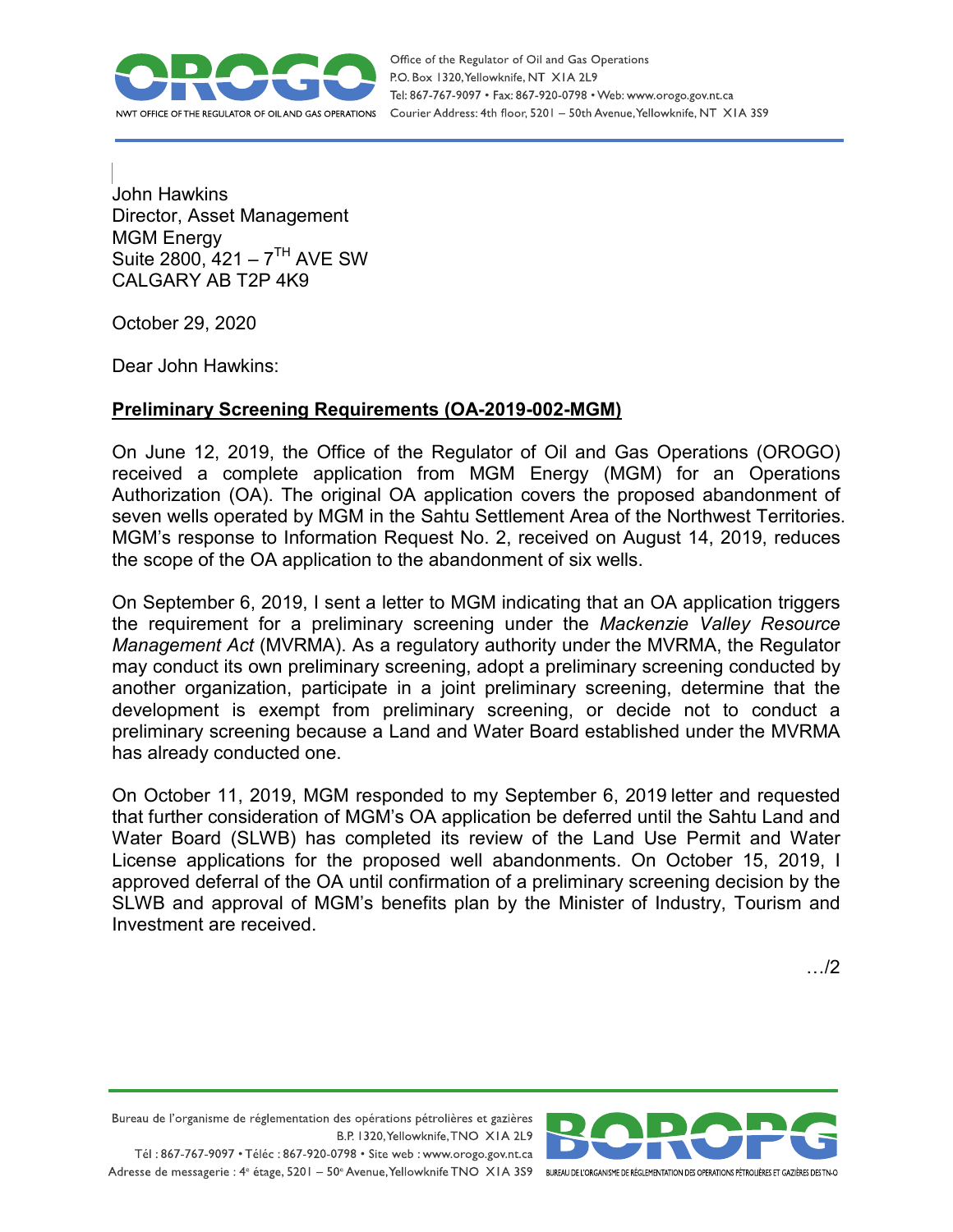John Hawkins
Director, Asset Management
MGM Energy
Suite 2800, 421 – 7[TH] AVE SW
CALGARY AB T2P 4K9

October 29, 2020

Dear John Hawkins:

**Preliminary Screening Requirements (OA-2019-002-MGM)**

On June 12, 2019, the Office of the Regulator of Oil and Gas Operations (OROGO) received a complete application from MGM Energy (MGM) for an Operations Authorization (OA). The original OA application covers the proposed abandonment of seven wells operated by MGM in the Sahtu Settlement Area of the Northwest Territories. MGM's response to Information Request No. 2, received on August 14, 2019, reduces the scope of the OA application to the abandonment of six wells.

On September 6, 2019, I sent a letter to MGM indicating that an OA application triggers the requirement for a preliminary screening under the *Mackenzie Valley Resource Management Act* (MVRMA). As a regulatory authority under the MVRMA, the Regulator may conduct its own preliminary screening, adopt a preliminary screening conducted by another organization, participate in a joint preliminary screening, determine that the development is exempt from preliminary screening, or decide not to conduct a preliminary screening because a Land and Water Board established under the MVRMA has already conducted one.

On October 11, 2019, MGM responded to my September 6, 2019 letter and requested that further consideration of MGM's OA application be deferred until the Sahtu Land and Water Board (SLWB) has completed its review of the Land Use Permit and Water License applications for the proposed well abandonments. On October 15, 2019, I approved deferral of the OA until confirmation of a preliminary screening decision by the SLWB and approval of MGM's benefits plan by the Minister of Industry, Tourism and Investment are received.

…/2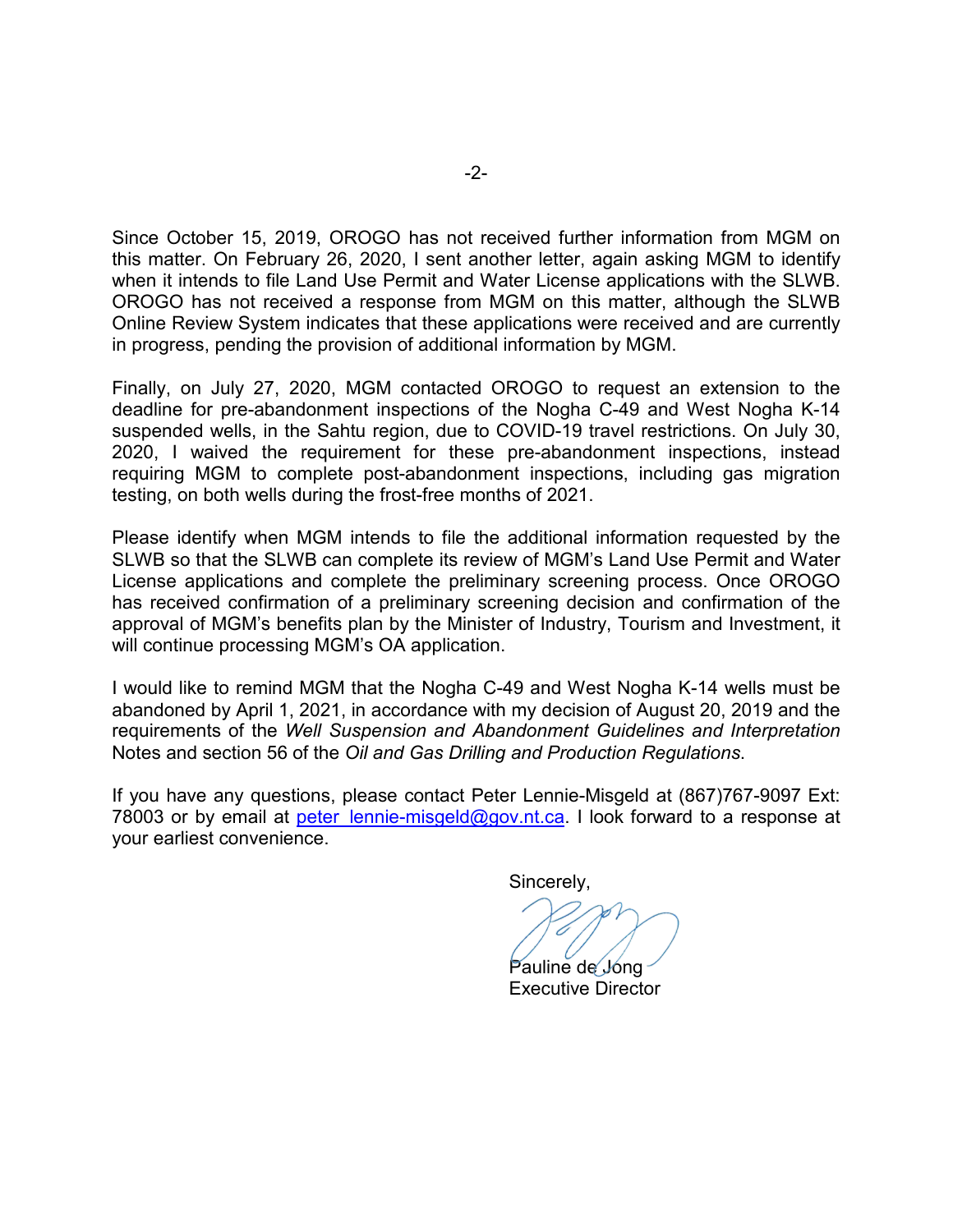Since October 15, 2019, OROGO has not received further information from MGM on this matter. On February 26, 2020, I sent another letter, again asking MGM to identify when it intends to file Land Use Permit and Water License applications with the SLWB. OROGO has not received a response from MGM on this matter, although the SLWB Online Review System indicates that these applications were received and are currently in progress, pending the provision of additional information by MGM.

Finally, on July 27, 2020, MGM contacted OROGO to request an extension to the deadline for pre-abandonment inspections of the Nogha C-49 and West Nogha K-14 suspended wells, in the Sahtu region, due to COVID-19 travel restrictions. On July 30, 2020, I waived the requirement for these pre-abandonment inspections, instead requiring MGM to complete post-abandonment inspections, including gas migration testing, on both wells during the frost-free months of 2021.

Please identify when MGM intends to file the additional information requested by the SLWB so that the SLWB can complete its review of MGM's Land Use Permit and Water License applications and complete the preliminary screening process. Once OROGO has received confirmation of a preliminary screening decision and confirmation of the approval of MGM's benefits plan by the Minister of Industry, Tourism and Investment, it will continue processing MGM's OA application.

I would like to remind MGM that the Nogha C-49 and West Nogha K-14 wells must be abandoned by April 1, 2021, in accordance with my decision of August 20, 2019 and the requirements of the *Well Suspension and Abandonment Guidelines and Interpretation* Notes and section 56 of the *Oil and Gas Drilling and Production Regulations*.

If you have any questions, please contact Peter Lennie-Misgeld at (867)767-9097 Ext: 78003 or by email at peter_lennie-misgeld@gov.nt.ca. I look forward to a response at your earliest convenience.

Sincerely,

Pauline de Jong
Executive Director